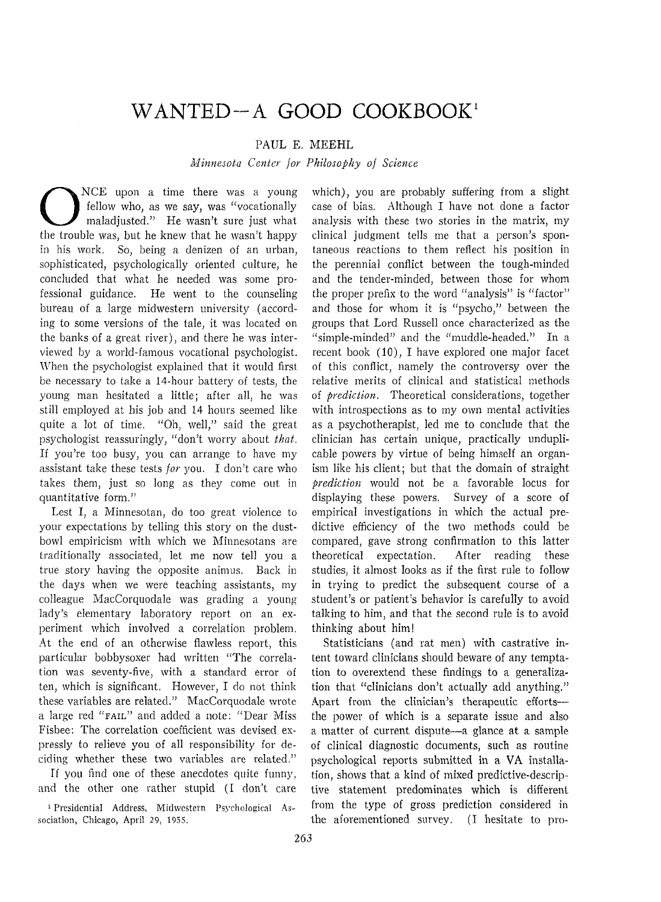# WANTED—A GOOD COOKBOOK[1]

PAUL E. MEEHL

*Minnesota Center for Philosophy of Science*

ONCE upon a time there was a young fellow who, as we say, was "vocationally maladjusted." He wasn't sure just what the trouble was, but he knew that he wasn't happy in his work. So, being a denizen of an urban, sophisticated, psychologically oriented culture, he concluded that what he needed was some professional guidance. He went to the counseling bureau of a large midwestern university (according to some versions of the tale, it was located on the banks of a great river), and there he was interviewed by a world-famous vocational psychologist. When the psychologist explained that it would first be necessary to take a 14-hour battery of tests, the young man hesitated a little; after all, he was still employed at his job and 14 hours seemed like quite a lot of time. "Oh, well," said the great psychologist reassuringly, "don't worry about *that*. If you're too busy, you can arrange to have my assistant take these tests *for* you. I don't care who takes them, just so long as they come out in quantitative form."

Lest I, a Minnesotan, do too great violence to your expectations by telling this story on the dust-bowl empiricism with which we Minnesotans are traditionally associated, let me now tell you a true story having the opposite animus. Back in the days when we were teaching assistants, my colleague MacCorquodale was grading a young lady's elementary laboratory report on an experiment which involved a correlation problem. At the end of an otherwise flawless report, this particular bobbysoxer had written "The correlation was seventy-five, with a standard error of ten, which is significant. However, I do not think these variables are related." MacCorquodale wrote a large red "FAIL" and added a note: "Dear Miss Fisbee: The correlation coefficient was devised expressly to relieve you of all responsibility for deciding whether these two variables are related."

If you find one of these anecdotes quite funny, and the other one rather stupid (I don't care which), you are probably suffering from a slight case of bias. Although I have not done a factor analysis with these two stories in the matrix, my clinical judgment tells me that a person's spontaneous reactions to them reflect his position in the perennial conflict between the tough-minded and the tender-minded, between those for whom the proper prefix to the word "analysis" is "factor" and those for whom it is "psycho," between the groups that Lord Russell once characterized as the "simple-minded" and the "muddle-headed." In a recent book (10), I have explored one major facet of this conflict, namely the controversy over the relative merits of clinical and statistical methods of *prediction*. Theoretical considerations, together with introspections as to my own mental activities as a psychotherapist, led me to conclude that the clinician has certain unique, practically unduplicable powers by virtue of being himself an organism like his client; but that the domain of straight *prediction* would not be a favorable locus for displaying these powers. Survey of a score of empirical investigations in which the actual predictive efficiency of the two methods could be compared, gave strong confirmation to this latter theoretical expectation. After reading these studies, it almost looks as if the first rule to follow in trying to predict the subsequent course of a student's or patient's behavior is carefully to avoid talking to him, and that the second rule is to avoid thinking about him!

Statisticians (and rat men) with castrative intent toward clinicians should beware of any temptation to overextend these findings to a generalization that "clinicians don't actually add anything." Apart from the clinician's therapeutic efforts—the power of which is a separate issue and also a matter of current dispute—a glance at a sample of clinical diagnostic documents, such as routine psychological reports submitted in a VA installation, shows that a kind of mixed predictive-descriptive statement predominates which is different from the type of gross prediction considered in the aforementioned survey. (I hesitate to pro-

[1] Presidential Address, Midwestern Psychological Association, Chicago, April 29, 1955.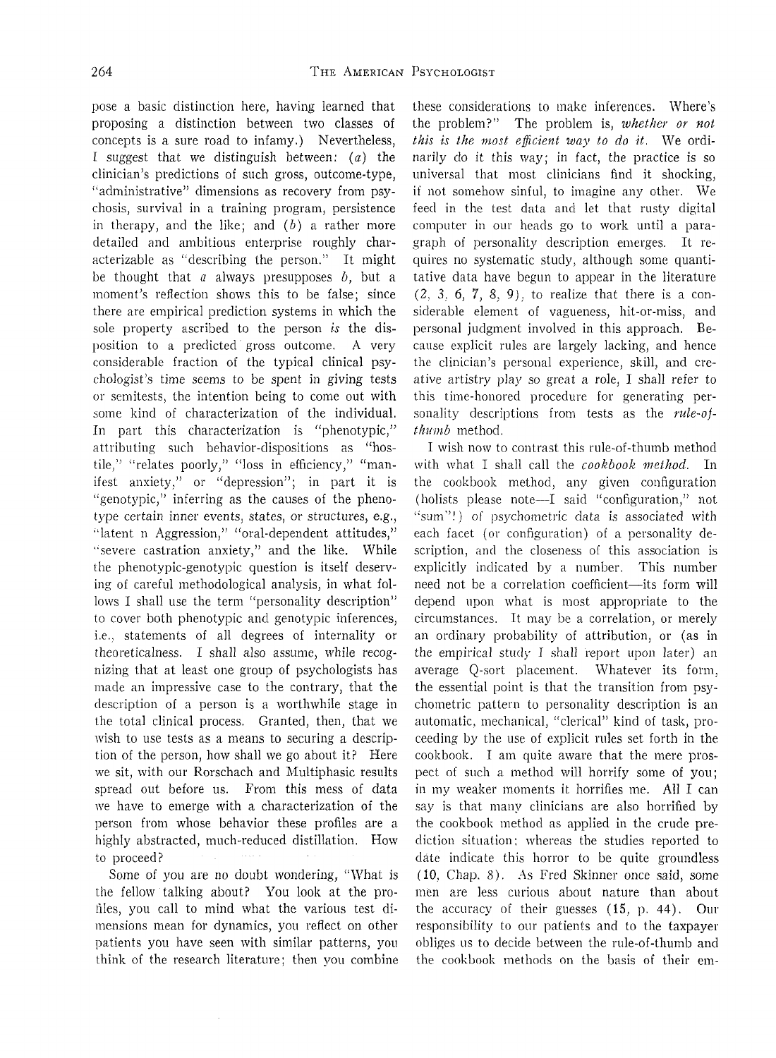pose a basic distinction here, having learned that proposing a distinction between two classes of concepts is a sure road to infamy.) Nevertheless, I suggest that we distinguish between: (*a*) the clinician's predictions of such gross, outcome-type, "administrative" dimensions as recovery from psychosis, survival in a training program, persistence in therapy, and the like; and (*b*) a rather more detailed and ambitious enterprise roughly characterizable as "describing the person." It might be thought that *a* always presupposes *b*, but a moment's reflection shows this to be false; since there are empirical prediction systems in which the sole property ascribed to the person *is* the disposition to a predicted gross outcome. A very considerable fraction of the typical clinical psychologist's time seems to be spent in giving tests or semitests, the intention being to come out with some kind of characterization of the individual. In part this characterization is "phenotypic," attributing such behavior-dispositions as "hostile," "relates poorly," "loss in efficiency," "manifest anxiety," or "depression"; in part it is "genotypic," inferring as the causes of the phenotype certain inner events, states, or structures, e.g., "latent n Aggression," "oral-dependent attitudes," "severe castration anxiety," and the like. While the phenotypic-genotypic question is itself deserving of careful methodological analysis, in what follows I shall use the term "personality description" to cover both phenotypic and genotypic inferences, i.e., statements of all degrees of internality or theoreticalness. I shall also assume, while recognizing that at least one group of psychologists has made an impressive case to the contrary, that the description of a person is a worthwhile stage in the total clinical process. Granted, then, that we wish to use tests as a means to securing a description of the person, how shall we go about it? Here we sit, with our Rorschach and Multiphasic results spread out before us. From this mess of data we have to emerge with a characterization of the person from whose behavior these profiles are a highly abstracted, much-reduced distillation. How to proceed?

Some of you are no doubt wondering, "What is the fellow talking about? You look at the profiles, you call to mind what the various test dimensions mean for dynamics, you reflect on other patients you have seen with similar patterns, you think of the research literature; then you combine these considerations to make inferences. Where's the problem?" The problem is, *whether or not this is the most efficient way to do it*. We ordinarily do it this way; in fact, the practice is so universal that most clinicians find it shocking, if not somehow sinful, to imagine any other. We feed in the test data and let that rusty digital computer in our heads go to work until a paragraph of personality description emerges. It requires no systematic study, although some quantitative data have begun to appear in the literature (2, 3, 6, 7, 8, 9), to realize that there is a considerable element of vagueness, hit-or-miss, and personal judgment involved in this approach. Because explicit rules are largely lacking, and hence the clinician's personal experience, skill, and creative artistry play so great a role, I shall refer to this time-honored procedure for generating personality descriptions from tests as the *rule-of-thumb* method.

I wish now to contrast this rule-of-thumb method with what I shall call the *cookbook method*. In the cookbook method, any given configuration (holists please note—I said "configuration," not "sum"!) of psychometric data is associated with each facet (or configuration) of a personality description, and the closeness of this association is explicitly indicated by a number. This number need not be a correlation coefficient—its form will depend upon what is most appropriate to the circumstances. It may be a correlation, or merely an ordinary probability of attribution, or (as in the empirical study I shall report upon later) an average Q-sort placement. Whatever its form, the essential point is that the transition from psychometric pattern to personality description is an automatic, mechanical, "clerical" kind of task, proceeding by the use of explicit rules set forth in the cookbook. I am quite aware that the mere prospect of such a method will horrify some of you; in my weaker moments it horrifies me. All I can say is that many clinicians are also horrified by the cookbook method as applied in the crude prediction situation; whereas the studies reported to date indicate this horror to be quite groundless (10, Chap. 8). As Fred Skinner once said, some men are less curious about nature than about the accuracy of their guesses (15, p. 44). Our responsibility to our patients and to the taxpayer obliges us to decide between the rule-of-thumb and the cookbook methods on the basis of their em-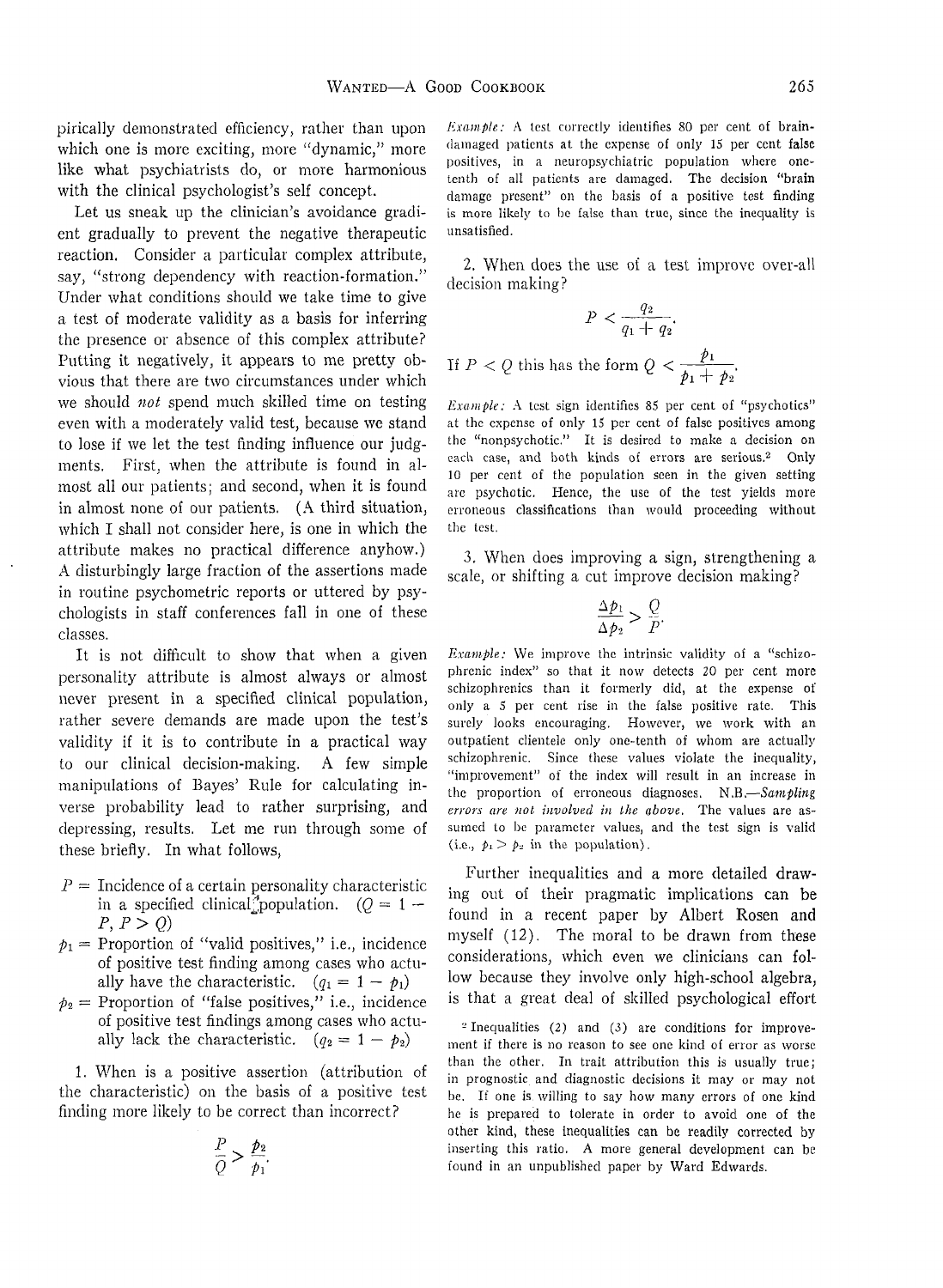pirically demonstrated efficiency, rather than upon which one is more exciting, more "dynamic," more like what psychiatrists do, or more harmonious with the clinical psychologist's self concept.

Let us sneak up the clinician's avoidance gradient gradually to prevent the negative therapeutic reaction. Consider a particular complex attribute, say, "strong dependency with reaction-formation." Under what conditions should we take time to give a test of moderate validity as a basis for inferring the presence or absence of this complex attribute? Putting it negatively, it appears to me pretty obvious that there are two circumstances under which we should *not* spend much skilled time on testing even with a moderately valid test, because we stand to lose if we let the test finding influence our judgments. First, when the attribute is found in almost all our patients; and second, when it is found in almost none of our patients. (A third situation, which I shall not consider here, is one in which the attribute makes no practical difference anyhow.) A disturbingly large fraction of the assertions made in routine psychometric reports or uttered by psychologists in staff conferences fall in one of these classes.

It is not difficult to show that when a given personality attribute is almost always or almost never present in a specified clinical population, rather severe demands are made upon the test's validity if it is to contribute in a practical way to our clinical decision-making. A few simple manipulations of Bayes' Rule for calculating inverse probability lead to rather surprising, and depressing, results. Let me run through some of these briefly. In what follows,

- $P$ = Incidence of a certain personality characteristic in a specified clinical population. ($Q = 1 - P$, $P > Q$)
- $p_1$ = Proportion of "valid positives," i.e., incidence of positive test finding among cases who actually have the characteristic. ($q_1 = 1 - p_1$)
- $p_2$ = Proportion of "false positives," i.e., incidence of positive test findings among cases who actually lack the characteristic. ($q_2 = 1 - p_2$)

1. When is a positive assertion (attribution of the characteristic) on the basis of a positive test finding more likely to be correct than incorrect?

$$\frac{P}{Q} > \frac{p_2}{p_1}.$$

*Example:* A test correctly identifies 80 per cent of brain-damaged patients at the expense of only 15 per cent false positives, in a neuropsychiatric population where one-tenth of all patients are damaged. The decision "brain damage present" on the basis of a positive test finding is more likely to be false than true, since the inequality is unsatisfied.

2. When does the use of a test improve over-all decision making?

$$P < \frac{q_2}{q_1 + q_2}.$$

If $P < Q$ this has the form $Q < \frac{p_1}{p_1 + p_2}$.

*Example:* A test sign identifies 85 per cent of "psychotics" at the expense of only 15 per cent of false positives among the "nonpsychotic." It is desired to make a decision on each case, and both kinds of errors are serious.[2] Only 10 per cent of the population seen in the given setting are psychotic. Hence, the use of the test yields more erroneous classifications than would proceeding without the test.

3. When does improving a sign, strengthening a scale, or shifting a cut improve decision making?

$$\frac{\Delta p_1}{\Delta p_2} > \frac{Q}{P}.$$

*Example:* We improve the intrinsic validity of a "schizophrenic index" so that it now detects 20 per cent more schizophrenics than it formerly did, at the expense of only a 5 per cent rise in the false positive rate. This surely looks encouraging. However, we work with an outpatient clientele only one-tenth of whom are actually schizophrenic. Since these values violate the inequality, "improvement" of the index will result in an increase in the proportion of erroneous diagnoses. N.B.—*Sampling errors are not involved in the above.* The values are assumed to be parameter values, and the test sign is valid (i.e., $p_1 > p_2$ in the population).

Further inequalities and a more detailed drawing out of their pragmatic implications can be found in a recent paper by Albert Rosen and myself (12). The moral to be drawn from these considerations, which even we clinicians can follow because they involve only high-school algebra, is that a great deal of skilled psychological effort

[2] Inequalities (2) and (3) are conditions for improvement if there is no reason to see one kind of error as worse than the other. In trait attribution this is usually true; in prognostic and diagnostic decisions it may or may not be. If one is willing to say how many errors of one kind he is prepared to tolerate in order to avoid one of the other kind, these inequalities can be readily corrected by inserting this ratio. A more general development can be found in an unpublished paper by Ward Edwards.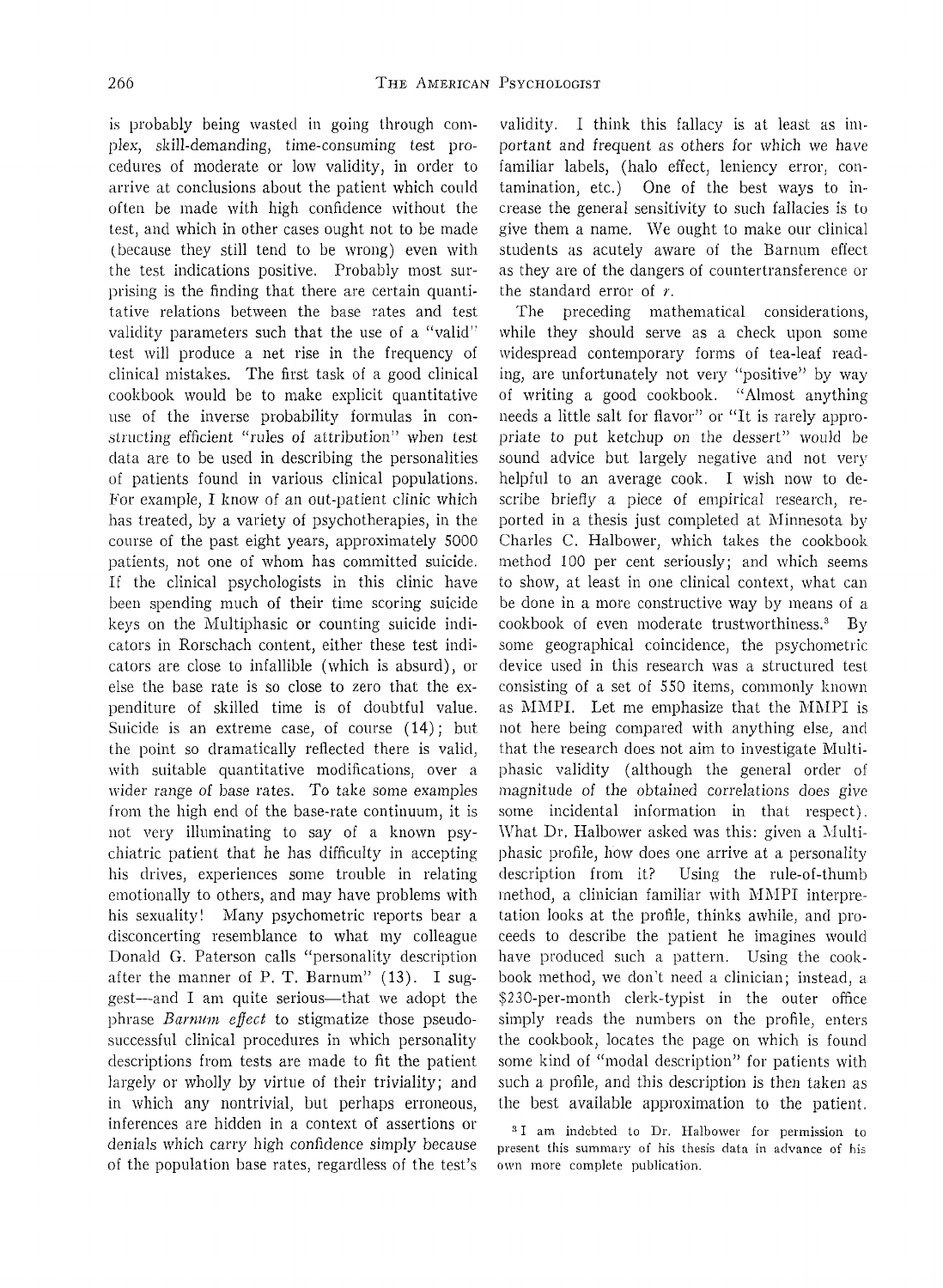is probably being wasted in going through complex, skill-demanding, time-consuming test procedures of moderate or low validity, in order to arrive at conclusions about the patient which could often be made with high confidence without the test, and which in other cases ought not to be made (because they still tend to be wrong) even with the test indications positive. Probably most surprising is the finding that there are certain quantitative relations between the base rates and test validity parameters such that the use of a "valid" test will produce a net rise in the frequency of clinical mistakes. The first task of a good clinical cookbook would be to make explicit quantitative use of the inverse probability formulas in constructing efficient "rules of attribution" when test data are to be used in describing the personalities of patients found in various clinical populations. For example, I know of an out-patient clinic which has treated, by a variety of psychotherapies, in the course of the past eight years, approximately 5000 patients, not one of whom has committed suicide. If the clinical psychologists in this clinic have been spending much of their time scoring suicide keys on the Multiphasic or counting suicide indicators in Rorschach content, either these test indicators are close to infallible (which is absurd), or else the base rate is so close to zero that the expenditure of skilled time is of doubtful value. Suicide is an extreme case, of course (14); but the point so dramatically reflected there is valid, with suitable quantitative modifications, over a wider range of base rates. To take some examples from the high end of the base-rate continuum, it is not very illuminating to say of a known psychiatric patient that he has difficulty in accepting his drives, experiences some trouble in relating emotionally to others, and may have problems with his sexuality! Many psychometric reports bear a disconcerting resemblance to what my colleague Donald G. Paterson calls "personality description after the manner of P. T. Barnum" (13). I suggest—and I am quite serious—that we adopt the phrase *Barnum effect* to stigmatize those pseudo-successful clinical procedures in which personality descriptions from tests are made to fit the patient largely or wholly by virtue of their triviality; and in which any nontrivial, but perhaps erroneous, inferences are hidden in a context of assertions or denials which carry high confidence simply because of the population base rates, regardless of the test's validity. I think this fallacy is at least as important and frequent as others for which we have familiar labels, (halo effect, leniency error, contamination, etc.) One of the best ways to increase the general sensitivity to such fallacies is to give them a name. We ought to make our clinical students as acutely aware of the Barnum effect as they are of the dangers of countertransference or the standard error of $r$.

The preceding mathematical considerations, while they should serve as a check upon some widespread contemporary forms of tea-leaf reading, are unfortunately not very "positive" by way of writing a good cookbook. "Almost anything needs a little salt for flavor" or "It is rarely appropriate to put ketchup on the dessert" would be sound advice but largely negative and not very helpful to an average cook. I wish now to describe briefly a piece of empirical research, reported in a thesis just completed at Minnesota by Charles C. Halbower, which takes the cookbook method 100 per cent seriously; and which seems to show, at least in one clinical context, what can be done in a more constructive way by means of a cookbook of even moderate trustworthiness.[3] By some geographical coincidence, the psychometric device used in this research was a structured test consisting of a set of 550 items, commonly known as MMPI. Let me emphasize that the MMPI is not here being compared with anything else, and that the research does not aim to investigate Multiphasic validity (although the general order of magnitude of the obtained correlations does give some incidental information in that respect). What Dr. Halbower asked was this: given a Multiphasic profile, how does one arrive at a personality description from it? Using the rule-of-thumb method, a clinician familiar with MMPI interpretation looks at the profile, thinks awhile, and proceeds to describe the patient he imagines would have produced such a pattern. Using the cookbook method, we don't need a clinician; instead, a $230-per-month clerk-typist in the outer office simply reads the numbers on the profile, enters the cookbook, locates the page on which is found some kind of "modal description" for patients with such a profile, and this description is then taken as the best available approximation to the patient.

[3] I am indebted to Dr. Halbower for permission to present this summary of his thesis data in advance of his own more complete publication.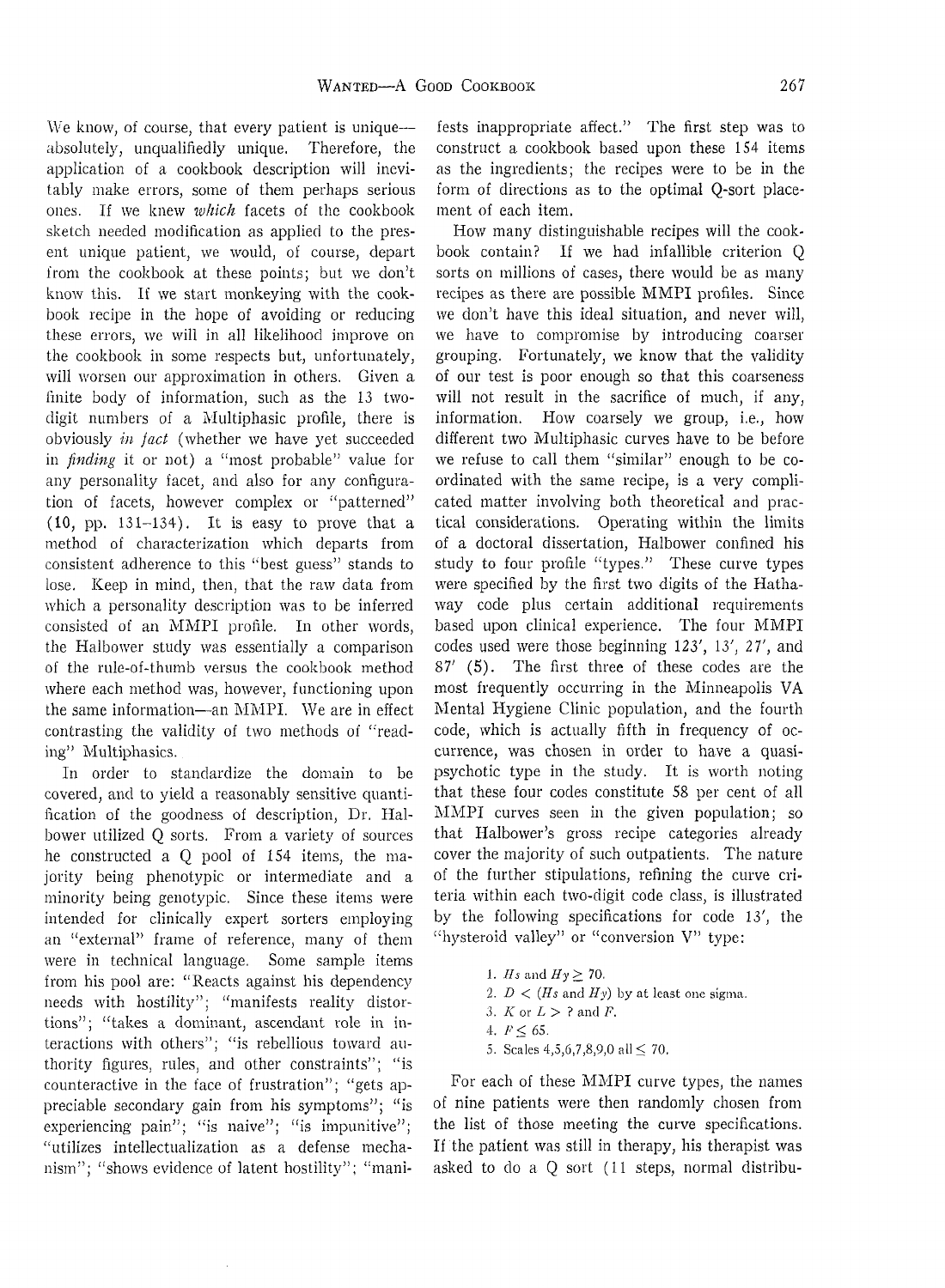We know, of course, that every patient is unique—absolutely, unqualifiedly unique. Therefore, the application of a cookbook description will inevitably make errors, some of them perhaps serious ones. If we knew *which* facets of the cookbook sketch needed modification as applied to the present unique patient, we would, of course, depart from the cookbook at these points; but we don't know this. If we start monkeying with the cookbook recipe in the hope of avoiding or reducing these errors, we will in all likelihood improve on the cookbook in some respects but, unfortunately, will worsen our approximation in others. Given a finite body of information, such as the 13 two-digit numbers of a Multiphasic profile, there is obviously *in fact* (whether we have yet succeeded in *finding* it or not) a "most probable" value for any personality facet, and also for any configuration of facets, however complex or "patterned" (10, pp. 131–134). It is easy to prove that a method of characterization which departs from consistent adherence to this "best guess" stands to lose. Keep in mind, then, that the raw data from which a personality description was to be inferred consisted of an MMPI profile. In other words, the Halbower study was essentially a comparison of the rule-of-thumb versus the cookbook method where each method was, however, functioning upon the same information—an MMPI. We are in effect contrasting the validity of two methods of "reading" Multiphasics.

In order to standardize the domain to be covered, and to yield a reasonably sensitive quantification of the goodness of description, Dr. Halbower utilized Q sorts. From a variety of sources he constructed a Q pool of 154 items, the majority being phenotypic or intermediate and a minority being genotypic. Since these items were intended for clinically expert sorters employing an "external" frame of reference, many of them were in technical language. Some sample items from his pool are: "Reacts against his dependency needs with hostility"; "manifests reality distortions"; "takes a dominant, ascendant role in interactions with others"; "is rebellious toward authority figures, rules, and other constraints"; "is counteractive in the face of frustration"; "gets appreciable secondary gain from his symptoms"; "is experiencing pain"; "is naive"; "is impunitive"; "utilizes intellectualization as a defense mechanism"; "shows evidence of latent hostility"; "manifests inappropriate affect." The first step was to construct a cookbook based upon these 154 items as the ingredients; the recipes were to be in the form of directions as to the optimal Q-sort placement of each item.

How many distinguishable recipes will the cookbook contain? If we had infallible criterion Q sorts on millions of cases, there would be as many recipes as there are possible MMPI profiles. Since we don't have this ideal situation, and never will, we have to compromise by introducing coarser grouping. Fortunately, we know that the validity of our test is poor enough so that this coarseness will not result in the sacrifice of much, if any, information. How coarsely we group, i.e., how different two Multiphasic curves have to be before we refuse to call them "similar" enough to be coordinated with the same recipe, is a very complicated matter involving both theoretical and practical considerations. Operating within the limits of a doctoral dissertation, Halbower confined his study to four profile "types." These curve types were specified by the first two digits of the Hathaway code plus certain additional requirements based upon clinical experience. The four MMPI codes used were those beginning 123′, 13′, 27′, and 87′ (5). The first three of these codes are the most frequently occurring in the Minneapolis VA Mental Hygiene Clinic population, and the fourth code, which is actually fifth in frequency of occurrence, was chosen in order to have a quasi-psychotic type in the study. It is worth noting that these four codes constitute 58 per cent of all MMPI curves seen in the given population; so that Halbower's gross recipe categories already cover the majority of such outpatients. The nature of the further stipulations, refining the curve criteria within each two-digit code class, is illustrated by the following specifications for code 13′, the "hysteroid valley" or "conversion V" type:

1. $Hs$ and $Hy \geq 70$.
2. $D < (Hs \text{ and } Hy)$ by at least one sigma.
3. $K$ or $L >$ ? and $F$.
4. $F \leq 65$.
5. Scales 4,5,6,7,8,9,0 all $\leq 70$.

For each of these MMPI curve types, the names of nine patients were then randomly chosen from the list of those meeting the curve specifications. If the patient was still in therapy, his therapist was asked to do a Q sort (11 steps, normal distribu-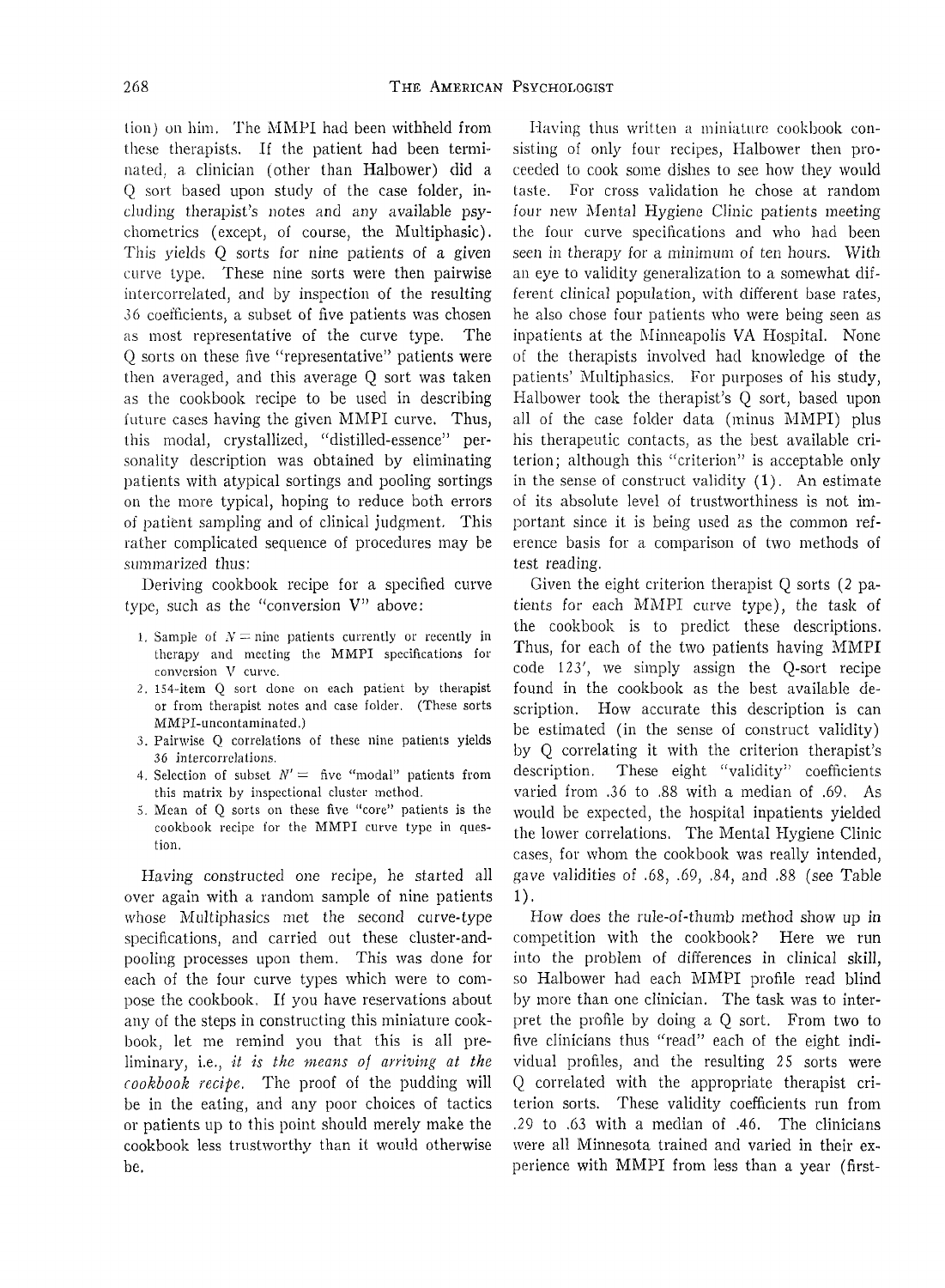tion) on him. The MMPI had been withheld from these therapists. If the patient had been terminated, a clinician (other than Halbower) did a Q sort based upon study of the case folder, including therapist's notes and any available psychometrics (except, of course, the Multiphasic). This yields Q sorts for nine patients of a given curve type. These nine sorts were then pairwise intercorrelated, and by inspection of the resulting 36 coefficients, a subset of five patients was chosen as most representative of the curve type. The Q sorts on these five "representative" patients were then averaged, and this average Q sort was taken as the cookbook recipe to be used in describing future cases having the given MMPI curve. Thus, this modal, crystallized, "distilled-essence" personality description was obtained by eliminating patients with atypical sortings and pooling sortings on the more typical, hoping to reduce both errors of patient sampling and of clinical judgment. This rather complicated sequence of procedures may be summarized thus:

Deriving cookbook recipe for a specified curve type, such as the "conversion V" above:

1. Sample of $N =$ nine patients currently or recently in therapy and meeting the MMPI specifications for conversion V curve.
2. 154-item Q sort done on each patient by therapist or from therapist notes and case folder. (These sorts MMPI-uncontaminated.)
3. Pairwise Q correlations of these nine patients yields 36 intercorrelations.
4. Selection of subset $N' =$ five "modal" patients from this matrix by inspectional cluster method.
5. Mean of Q sorts on these five "core" patients is the cookbook recipe for the MMPI curve type in question.

Having constructed one recipe, he started all over again with a random sample of nine patients whose Multiphasics met the second curve-type specifications, and carried out these cluster-and-pooling processes upon them. This was done for each of the four curve types which were to compose the cookbook. If you have reservations about any of the steps in constructing this miniature cookbook, let me remind you that this is all preliminary, i.e., *it is the means of arriving at the cookbook recipe.* The proof of the pudding will be in the eating, and any poor choices of tactics or patients up to this point should merely make the cookbook less trustworthy than it would otherwise be.

Having thus written a miniature cookbook consisting of only four recipes, Halbower then proceeded to cook some dishes to see how they would taste. For cross validation he chose at random four new Mental Hygiene Clinic patients meeting the four curve specifications and who had been seen in therapy for a minimum of ten hours. With an eye to validity generalization to a somewhat different clinical population, with different base rates, he also chose four patients who were being seen as inpatients at the Minneapolis VA Hospital. None of the therapists involved had knowledge of the patients' Multiphasics. For purposes of his study, Halbower took the therapist's Q sort, based upon all of the case folder data (minus MMPI) plus his therapeutic contacts, as the best available criterion; although this "criterion" is acceptable only in the sense of construct validity (1). An estimate of its absolute level of trustworthiness is not important since it is being used as the common reference basis for a comparison of two methods of test reading.

Given the eight criterion therapist Q sorts (2 patients for each MMPI curve type), the task of the cookbook is to predict these descriptions. Thus, for each of the two patients having MMPI code 123′, we simply assign the Q-sort recipe found in the cookbook as the best available description. How accurate this description is can be estimated (in the sense of construct validity) by Q correlating it with the criterion therapist's description. These eight "validity" coefficients varied from .36 to .88 with a median of .69. As would be expected, the hospital inpatients yielded the lower correlations. The Mental Hygiene Clinic cases, for whom the cookbook was really intended, gave validities of .68, .69, .84, and .88 (see Table 1).

How does the rule-of-thumb method show up in competition with the cookbook? Here we run into the problem of differences in clinical skill, so Halbower had each MMPI profile read blind by more than one clinician. The task was to interpret the profile by doing a Q sort. From two to five clinicians thus "read" each of the eight individual profiles, and the resulting 25 sorts were Q correlated with the appropriate therapist criterion sorts. These validity coefficients run from .29 to .63 with a median of .46. The clinicians were all Minnesota trained and varied in their experience with MMPI from less than a year (first-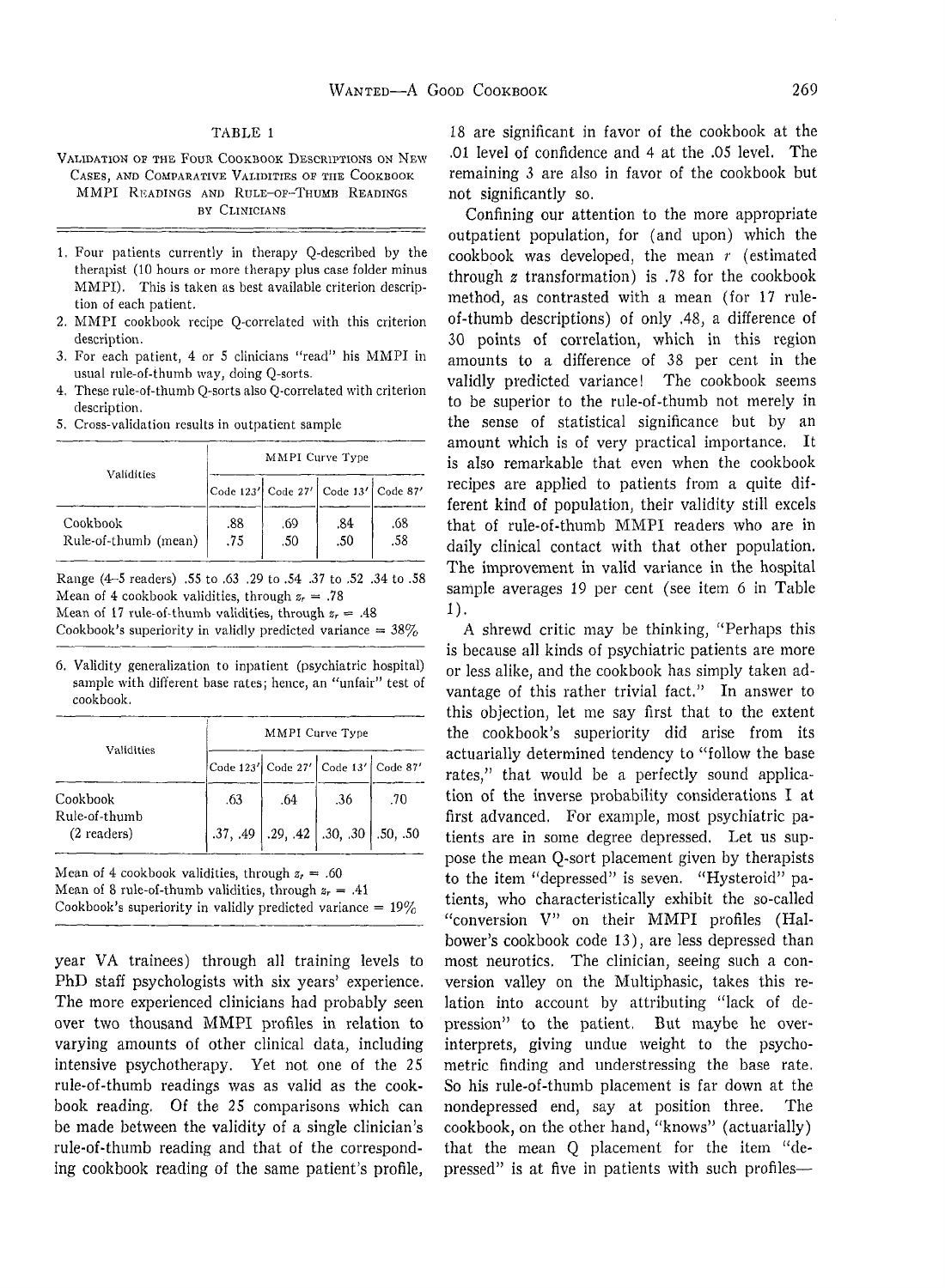TABLE 1

VALIDATION OF THE FOUR COOKBOOK DESCRIPTIONS ON NEW CASES, AND COMPARATIVE VALIDITIES OF THE COOKBOOK MMPI READINGS AND RULE-OF-THUMB READINGS BY CLINICIANS

1. Four patients currently in therapy Q-described by the therapist (10 hours or more therapy plus case folder minus MMPI). This is taken as best available criterion description of each patient.
2. MMPI cookbook recipe Q-correlated with this criterion description.
3. For each patient, 4 or 5 clinicians "read" his MMPI in usual rule-of-thumb way, doing Q-sorts.
4. These rule-of-thumb Q-sorts also Q-correlated with criterion description.
5. Cross-validation results in outpatient sample

| Validities | MMPI Curve Type | | | |
|---|---|---|---|---|
| | Code 123′ | Code 27′ | Code 13′ | Code 87′ |
| Cookbook | .88 | .69 | .84 | .68 |
| Rule-of-thumb (mean) | .75 | .50 | .50 | .58 |

Range (4–5 readers) .55 to .63 .29 to .54 .37 to .52 .34 to .58
Mean of 4 cookbook validities, through $z_r$ = .78
Mean of 17 rule-of-thumb validities, through $z_r$ = .48
Cookbook's superiority in validly predicted variance = 38%

6. Validity generalization to inpatient (psychiatric hospital) sample with different base rates; hence, an "unfair" test of cookbook.

| Validities | MMPI Curve Type | | | |
|---|---|---|---|---|
| | Code 123′ | Code 27′ | Code 13′ | Code 87′ |
| Cookbook | .63 | .64 | .36 | .70 |
| Rule-of-thumb (2 readers) | .37, .49 | .29, .42 | .30, .30 | .50, .50 |

Mean of 4 cookbook validities, through $z_r$ = .60
Mean of 8 rule-of-thumb validities, through $z_r$ = .41
Cookbook's superiority in validly predicted variance = 19%

year VA trainees) through all training levels to PhD staff psychologists with six years' experience. The more experienced clinicians had probably seen over two thousand MMPI profiles in relation to varying amounts of other clinical data, including intensive psychotherapy. Yet not one of the 25 rule-of-thumb readings was as valid as the cookbook reading. Of the 25 comparisons which can be made between the validity of a single clinician's rule-of-thumb reading and that of the corresponding cookbook reading of the same patient's profile, 18 are significant in favor of the cookbook at the .01 level of confidence and 4 at the .05 level. The remaining 3 are also in favor of the cookbook but not significantly so.

Confining our attention to the more appropriate outpatient population, for (and upon) which the cookbook was developed, the mean $r$ (estimated through $z$ transformation) is .78 for the cookbook method, as contrasted with a mean (for 17 rule-of-thumb descriptions) of only .48, a difference of 30 points of correlation, which in this region amounts to a difference of 38 per cent in the validly predicted variance! The cookbook seems to be superior to the rule-of-thumb not merely in the sense of statistical significance but by an amount which is of very practical importance. It is also remarkable that even when the cookbook recipes are applied to patients from a quite different kind of population, their validity still excels that of rule-of-thumb MMPI readers who are in daily clinical contact with that other population. The improvement in valid variance in the hospital sample averages 19 per cent (see item 6 in Table 1).

A shrewd critic may be thinking, "Perhaps this is because all kinds of psychiatric patients are more or less alike, and the cookbook has simply taken advantage of this rather trivial fact." In answer to this objection, let me say first that to the extent the cookbook's superiority did arise from its actuarially determined tendency to "follow the base rates," that would be a perfectly sound application of the inverse probability considerations I at first advanced. For example, most psychiatric patients are in some degree depressed. Let us suppose the mean Q-sort placement given by therapists to the item "depressed" is seven. "Hysteroid" patients, who characteristically exhibit the so-called "conversion V" on their MMPI profiles (Halbower's cookbook code 13), are less depressed than most neurotics. The clinician, seeing such a conversion valley on the Multiphasic, takes this relation into account by attributing "lack of depression" to the patient. But maybe he overinterprets, giving undue weight to the psychometric finding and understressing the base rate. So his rule-of-thumb placement is far down at the nondepressed end, say at position three. The cookbook, on the other hand, "knows" (actuarially) that the mean Q placement for the item "depressed" is at five in patients with such profiles—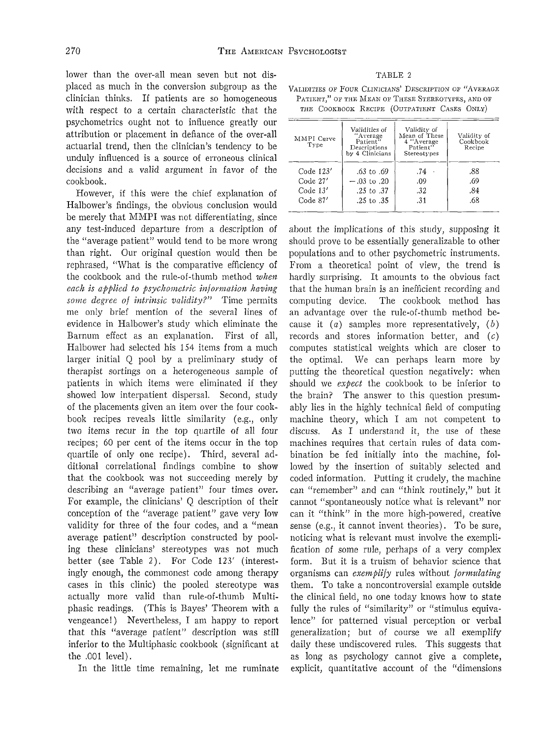lower than the over-all mean seven but not displaced as much in the conversion subgroup as the clinician thinks. If patients are so homogeneous with respect to a certain characteristic that the psychometrics ought not to influence greatly our attribution or placement in defiance of the over-all actuarial trend, then the clinician's tendency to be unduly influenced is a source of erroneous clinical decisions and a valid argument in favor of the cookbook.

However, if this were the chief explanation of Halbower's findings, the obvious conclusion would be merely that MMPI was not differentiating, since any test-induced departure from a description of the "average patient" would tend to be more wrong than right. Our original question would then be rephrased, "What is the comparative efficiency of the cookbook and the rule-of-thumb method *when each is applied to psychometric information having some degree of intrinsic validity?*" Time permits me only brief mention of the several lines of evidence in Halbower's study which eliminate the Barnum effect as an explanation. First of all, Halbower had selected his 154 items from a much larger initial Q pool by a preliminary study of therapist sortings on a heterogeneous sample of patients in which items were eliminated if they showed low interpatient dispersal. Second, study of the placements given an item over the four cookbook recipes reveals little similarity (e.g., only two items recur in the top quartile of all four recipes; 60 per cent of the items occur in the top quartile of only one recipe). Third, several additional correlational findings combine to show that the cookbook was not succeeding merely by describing an "average patient" four times over. For example, the clinicians' Q description of their conception of the "average patient" gave very low validity for three of the four codes, and a "mean average patient" description constructed by pooling these clinicians' stereotypes was not much better (see Table 2). For Code 123′ (interestingly enough, the commonest code among therapy cases in this clinic) the pooled stereotype was actually more valid than rule-of-thumb Multiphasic readings. (This is Bayes' Theorem with a vengeance!) Nevertheless, I am happy to report that this "average patient" description was still inferior to the Multiphasic cookbook (significant at the .001 level).

TABLE 2

VALIDITIES OF FOUR CLINICIANS' DESCRIPTION OF "AVERAGE PATIENT," OF THE MEAN OF THESE STEREOTYPES, AND OF THE COOKBOOK RECIPE (OUTPATIENT CASES ONLY)

| MMPI Curve Type | Validities of "Average Patient" Descriptions by 4 Clinicians | Validity of Mean of These 4 "Average Patient" Stereotypes | Validity of Cookbook Recipe |
|---|---|---|---|
| Code 123′ | .63 to .69 | .74 | .88 |
| Code 27′ | −.03 to .20 | .09 | .69 |
| Code 13′ | .25 to .37 | .32 | .84 |
| Code 87′ | .25 to .35 | .31 | .68 |

In the little time remaining, let me ruminate about the implications of this study, supposing it should prove to be essentially generalizable to other populations and to other psychometric instruments. From a theoretical point of view, the trend is hardly surprising. It amounts to the obvious fact that the human brain is an inefficient recording and computing device. The cookbook method has an advantage over the rule-of-thumb method because it (*a*) samples more representatively, (*b*) records and stores information better, and (*c*) computes statistical weights which are closer to the optimal. We can perhaps learn more by putting the theoretical question negatively: when should we *expect* the cookbook to be inferior to the brain? The answer to this question presumably lies in the highly technical field of computing machine theory, which I am not competent to discuss. As I understand it, the use of these machines requires that certain rules of data combination be fed initially into the machine, followed by the insertion of suitably selected and coded information. Putting it crudely, the machine can "remember" and can "think routinely," but it cannot "spontaneously notice what is relevant" nor can it "think" in the more high-powered, creative sense (e.g., it cannot invent theories). To be sure, noticing what is relevant must involve the exemplification of some rule, perhaps of a very complex form. But it is a truism of behavior science that organisms can *exemplify* rules without *formulating* them. To take a noncontroversial example outside the clinical field, no one today knows how to state fully the rules of "similarity" or "stimulus equivalence" for patterned visual perception or verbal generalization; but of course we all exemplify daily these undiscovered rules. This suggests that as long as psychology cannot give a complete, explicit, quantitative account of the "dimensions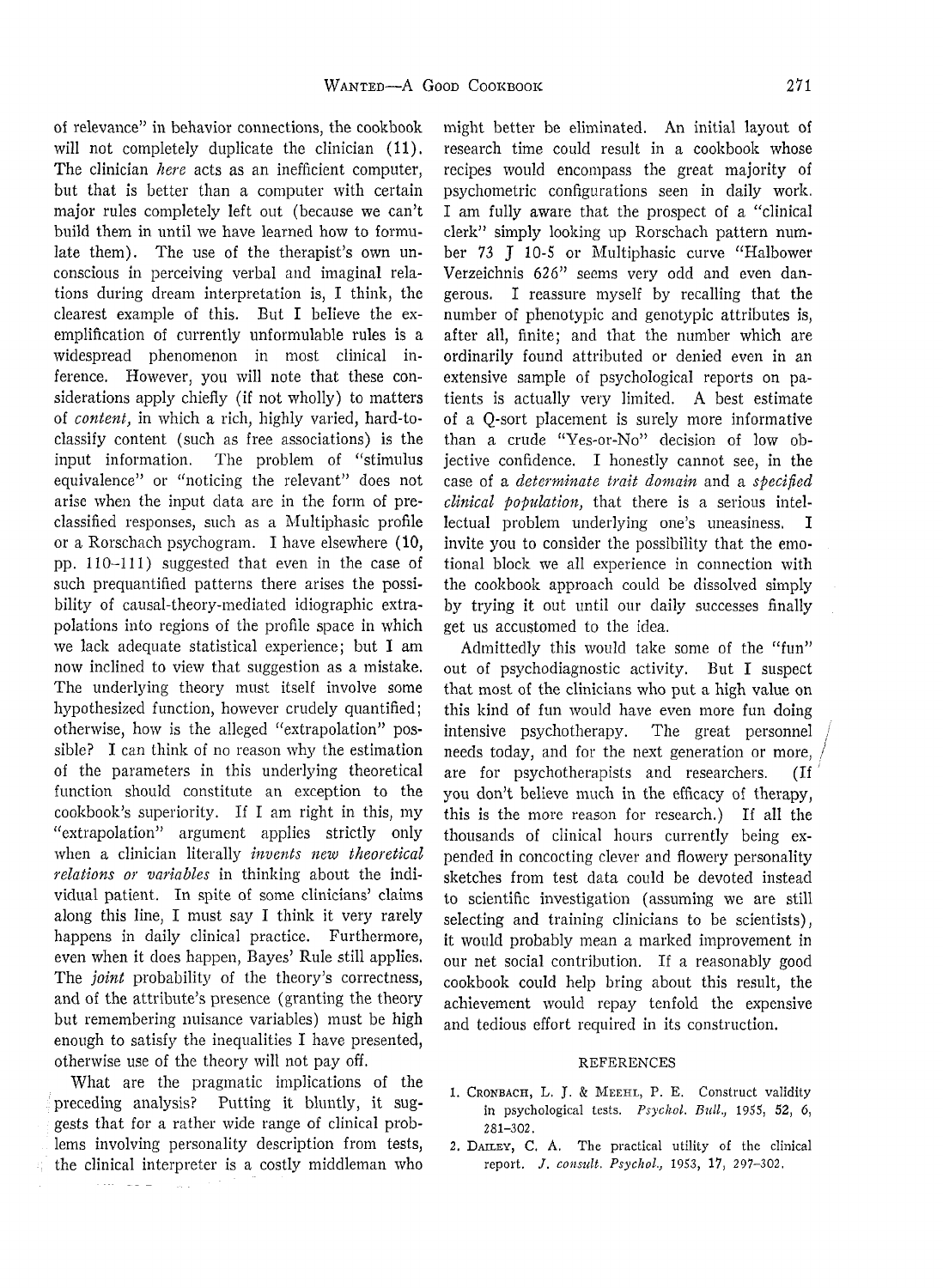of relevance" in behavior connections, the cookbook will not completely duplicate the clinician (11). The clinician *here* acts as an inefficient computer, but that is better than a computer with certain major rules completely left out (because we can't build them in until we have learned how to formulate them). The use of the therapist's own unconscious in perceiving verbal and imaginal relations during dream interpretation is, I think, the clearest example of this. But I believe the exemplification of currently unformulable rules is a widespread phenomenon in most clinical inference. However, you will note that these considerations apply chiefly (if not wholly) to matters of *content*, in which a rich, highly varied, hard-to-classify content (such as free associations) is the input information. The problem of "stimulus equivalence" or "noticing the relevant" does not arise when the input data are in the form of pre-classified responses, such as a Multiphasic profile or a Rorschach psychogram. I have elsewhere (10, pp. 110–111) suggested that even in the case of such prequantified patterns there arises the possibility of causal-theory-mediated idiographic extrapolations into regions of the profile space in which we lack adequate statistical experience; but I am now inclined to view that suggestion as a mistake. The underlying theory must itself involve some hypothesized function, however crudely quantified; otherwise, how is the alleged "extrapolation" possible? I can think of no reason why the estimation of the parameters in this underlying theoretical function should constitute an exception to the cookbook's superiority. If I am right in this, my "extrapolation" argument applies strictly only when a clinician literally *invents new theoretical relations or variables* in thinking about the individual patient. In spite of some clinicians' claims along this line, I must say I think it very rarely happens in daily clinical practice. Furthermore, even when it does happen, Bayes' Rule still applies. The *joint* probability of the theory's correctness, and of the attribute's presence (granting the theory but remembering nuisance variables) must be high enough to satisfy the inequalities I have presented, otherwise use of the theory will not pay off.

What are the pragmatic implications of the preceding analysis? Putting it bluntly, it suggests that for a rather wide range of clinical problems involving personality description from tests, the clinical interpreter is a costly middleman who might better be eliminated. An initial layout of research time could result in a cookbook whose recipes would encompass the great majority of psychometric configurations seen in daily work. I am fully aware that the prospect of a "clinical clerk" simply looking up Rorschach pattern number 73 J 10-5 or Multiphasic curve "Halbower Verzeichnis 626" seems very odd and even dangerous. I reassure myself by recalling that the number of phenotypic and genotypic attributes is, after all, finite; and that the number which are ordinarily found attributed or denied even in an extensive sample of psychological reports on patients is actually very limited. A best estimate of a Q-sort placement is surely more informative than a crude "Yes-or-No" decision of low objective confidence. I honestly cannot see, in the case of a *determinate trait domain* and a *specified clinical population*, that there is a serious intellectual problem underlying one's uneasiness. I invite you to consider the possibility that the emotional block we all experience in connection with the cookbook approach could be dissolved simply by trying it out until our daily successes finally get us accustomed to the idea.

Admittedly this would take some of the "fun" out of psychodiagnostic activity. But I suspect that most of the clinicians who put a high value on this kind of fun would have even more fun doing intensive psychotherapy. The great personnel needs today, and for the next generation or more, are for psychotherapists and researchers. (If you don't believe much in the efficacy of therapy, this is the more reason for research.) If all the thousands of clinical hours currently being expended in concocting clever and flowery personality sketches from test data could be devoted instead to scientific investigation (assuming we are still selecting and training clinicians to be scientists), it would probably mean a marked improvement in our net social contribution. If a reasonably good cookbook could help bring about this result, the achievement would repay tenfold the expensive and tedious effort required in its construction.

## REFERENCES

1. Cronbach, L. J. & Meehl, P. E. Construct validity in psychological tests. *Psychol. Bull.*, 1955, 52, 6, 281–302.
2. Dailey, C. A. The practical utility of the clinical report. *J. consult. Psychol.*, 1953, 17, 297–302.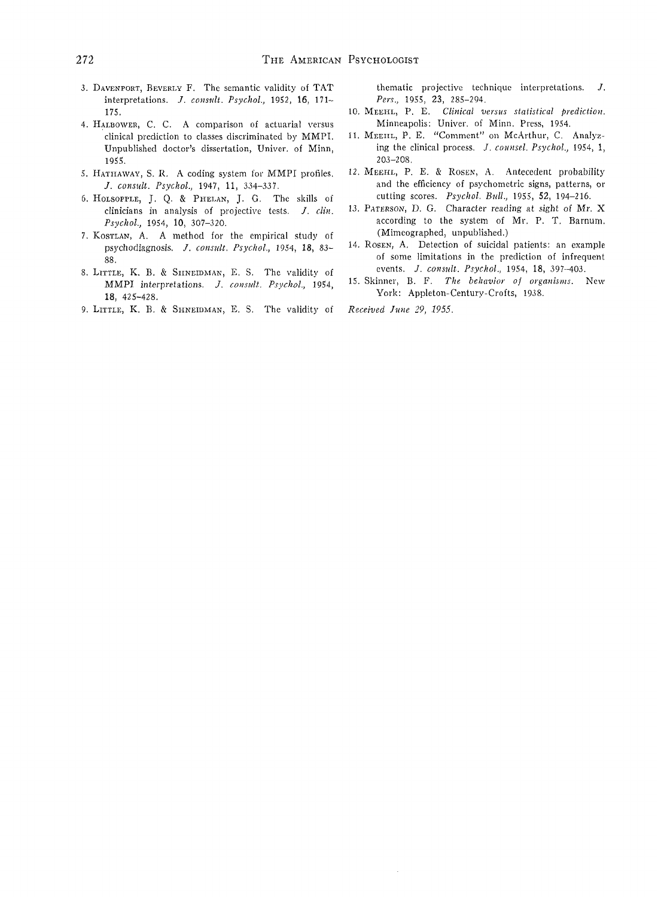3. DAVENPORT, BEVERLY F. The semantic validity of TAT interpretations. *J. consult. Psychol.*, 1952, **16**, 171–175.
4. HALBOWER, C. C. A comparison of actuarial versus clinical prediction to classes discriminated by MMPI. Unpublished doctor's dissertation, Univer. of Minn, 1955.
5. HATHAWAY, S. R. A coding system for MMPI profiles. *J. consult. Psychol.*, 1947, **11**, 334–337.
6. HOLSOPPLE, J. Q. & PHELAN, J. G. The skills of clinicians in analysis of projective tests. *J. clin. Psychol.*, 1954, **10**, 307–320.
7. KOSTLAN, A. A method for the empirical study of psychodiagnosis. *J. consult. Psychol.*, 1954, **18**, 83–88.
8. LITTLE, K. B. & SHNEIDMAN, E. S. The validity of MMPI interpretations. *J. consult. Psychol.*, 1954, **18**, 425–428.
9. LITTLE, K. B. & SHNEIDMAN, E. S. The validity of thematic projective technique interpretations. *J. Pers.*, 1955, **23**, 285–294.
10. MEEHL, P. E. *Clinical versus statistical prediction.* Minneapolis: Univer. of Minn. Press, 1954.
11. MEEHL, P. E. "Comment" on McArthur, C. Analyzing the clinical process. *J. counsel. Psychol.*, 1954, **1**, 203–208.
12. MEEHL, P. E. & ROSEN, A. Antecedent probability and the efficiency of psychometric signs, patterns, or cutting scores. *Psychol. Bull.*, 1955, **52**, 194–216.
13. PATERSON, D. G. Character reading at sight of Mr. X according to the system of Mr. P. T. Barnum. (Mimeographed, unpublished.)
14. ROSEN, A. Detection of suicidal patients: an example of some limitations in the prediction of infrequent events. *J. consult. Psychol.*, 1954, **18**, 397–403.
15. Skinner, B. F. *The behavior of organisms.* New York: Appleton-Century-Crofts, 1938.

*Received June 29, 1955.*